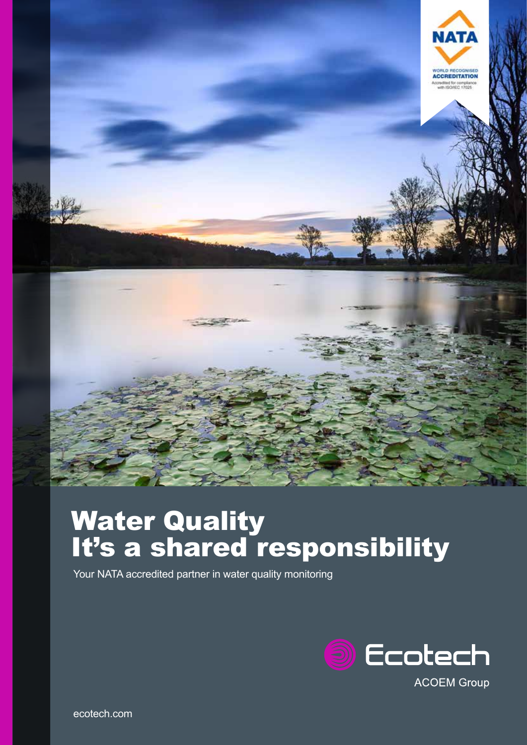NATA

WORLD RECOGNISED ACCREDITATION

Accredited for compliance with ISO/IEC 17025

# Water Quality It's a shared responsibility

Your NATA accredited partner in water quality monitoring

Ecotech

ACOEM Group

ecotech.com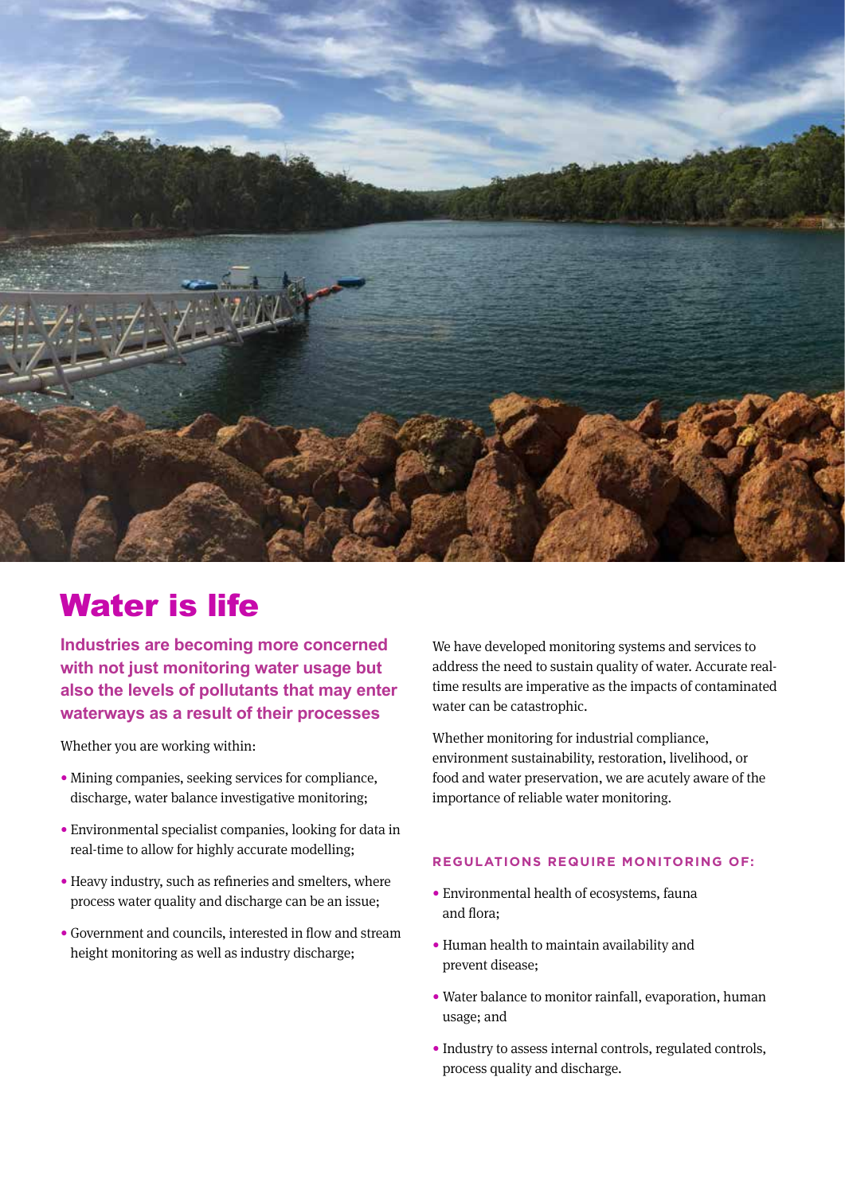# Water is life

**Industries are becoming more concerned with not just monitoring water usage but also the levels of pollutants that may enter waterways as a result of their processes**

Whether you are working within:

- Mining companies, seeking services for compliance, discharge, water balance investigative monitoring;
- Environmental specialist companies, looking for data in real-time to allow for highly accurate modelling;
- Heavy industry, such as refineries and smelters, where process water quality and discharge can be an issue;
- Government and councils, interested in flow and stream height monitoring as well as industry discharge;

We have developed monitoring systems and services to address the need to sustain quality of water. Accurate real-time results are imperative as the impacts of contaminated water can be catastrophic.

Whether monitoring for industrial compliance, environment sustainability, restoration, livelihood, or food and water preservation, we are acutely aware of the importance of reliable water monitoring.

### REGULATIONS REQUIRE MONITORING OF:

- Environmental health of ecosystems, fauna and flora;
- Human health to maintain availability and prevent disease;
- Water balance to monitor rainfall, evaporation, human usage; and
- Industry to assess internal controls, regulated controls, process quality and discharge.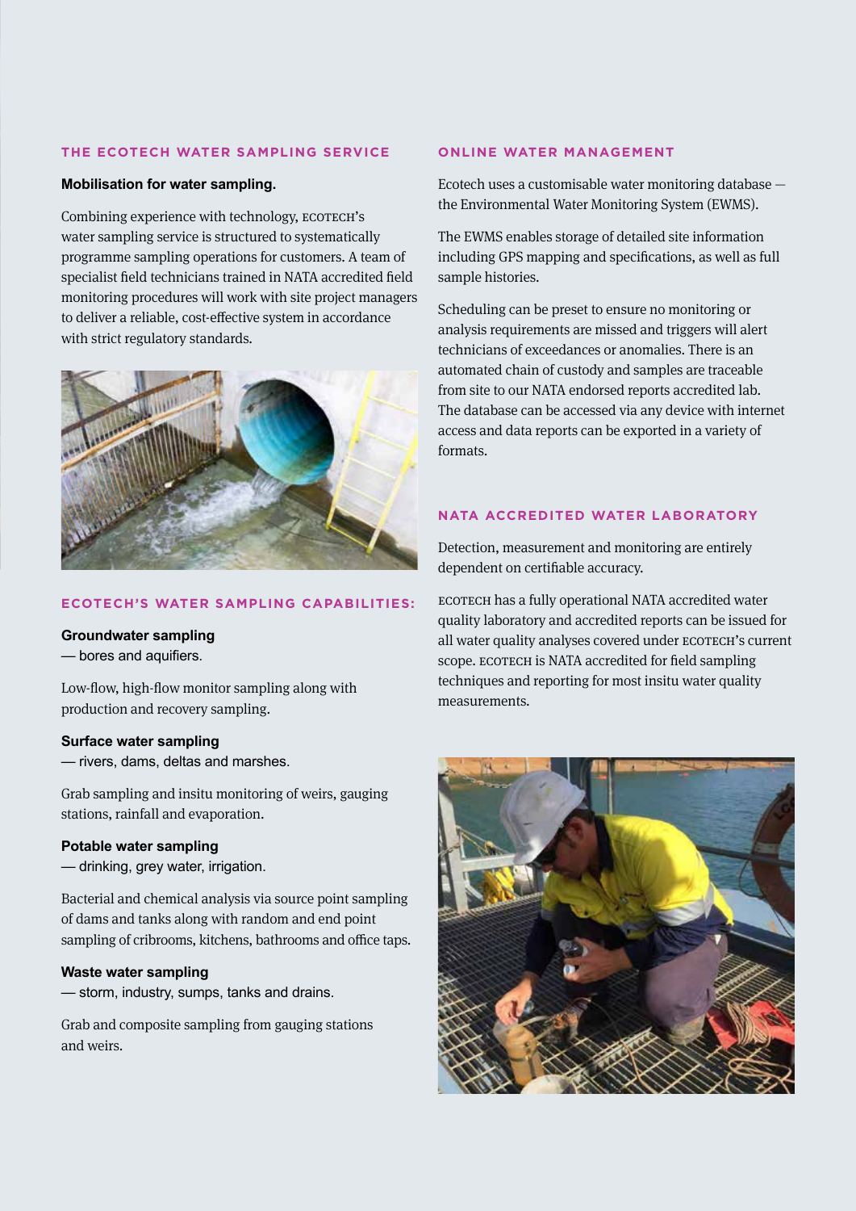## THE ECOTECH WATER SAMPLING SERVICE

**Mobilisation for water sampling.**

Combining experience with technology, ECOTECH's water sampling service is structured to systematically programme sampling operations for customers. A team of specialist field technicians trained in NATA accredited field monitoring procedures will work with site project managers to deliver a reliable, cost-effective system in accordance with strict regulatory standards.

## ECOTECH'S WATER SAMPLING CAPABILITIES:

**Groundwater sampling**
— bores and aquifers.

Low-flow, high-flow monitor sampling along with production and recovery sampling.

**Surface water sampling**
— rivers, dams, deltas and marshes.

Grab sampling and insitu monitoring of weirs, gauging stations, rainfall and evaporation.

**Potable water sampling**
— drinking, grey water, irrigation.

Bacterial and chemical analysis via source point sampling of dams and tanks along with random and end point sampling of cribrooms, kitchens, bathrooms and office taps.

**Waste water sampling**
— storm, industry, sumps, tanks and drains.

Grab and composite sampling from gauging stations and weirs.

## ONLINE WATER MANAGEMENT

Ecotech uses a customisable water monitoring database — the Environmental Water Monitoring System (EWMS).

The EWMS enables storage of detailed site information including GPS mapping and specifications, as well as full sample histories.

Scheduling can be preset to ensure no monitoring or analysis requirements are missed and triggers will alert technicians of exceedances or anomalies. There is an automated chain of custody and samples are traceable from site to our NATA endorsed reports accredited lab. The database can be accessed via any device with internet access and data reports can be exported in a variety of formats.

## NATA ACCREDITED WATER LABORATORY

Detection, measurement and monitoring are entirely dependent on certifiable accuracy.

ECOTECH has a fully operational NATA accredited water quality laboratory and accredited reports can be issued for all water quality analyses covered under ECOTECH's current scope. ECOTECH is NATA accredited for field sampling techniques and reporting for most insitu water quality measurements.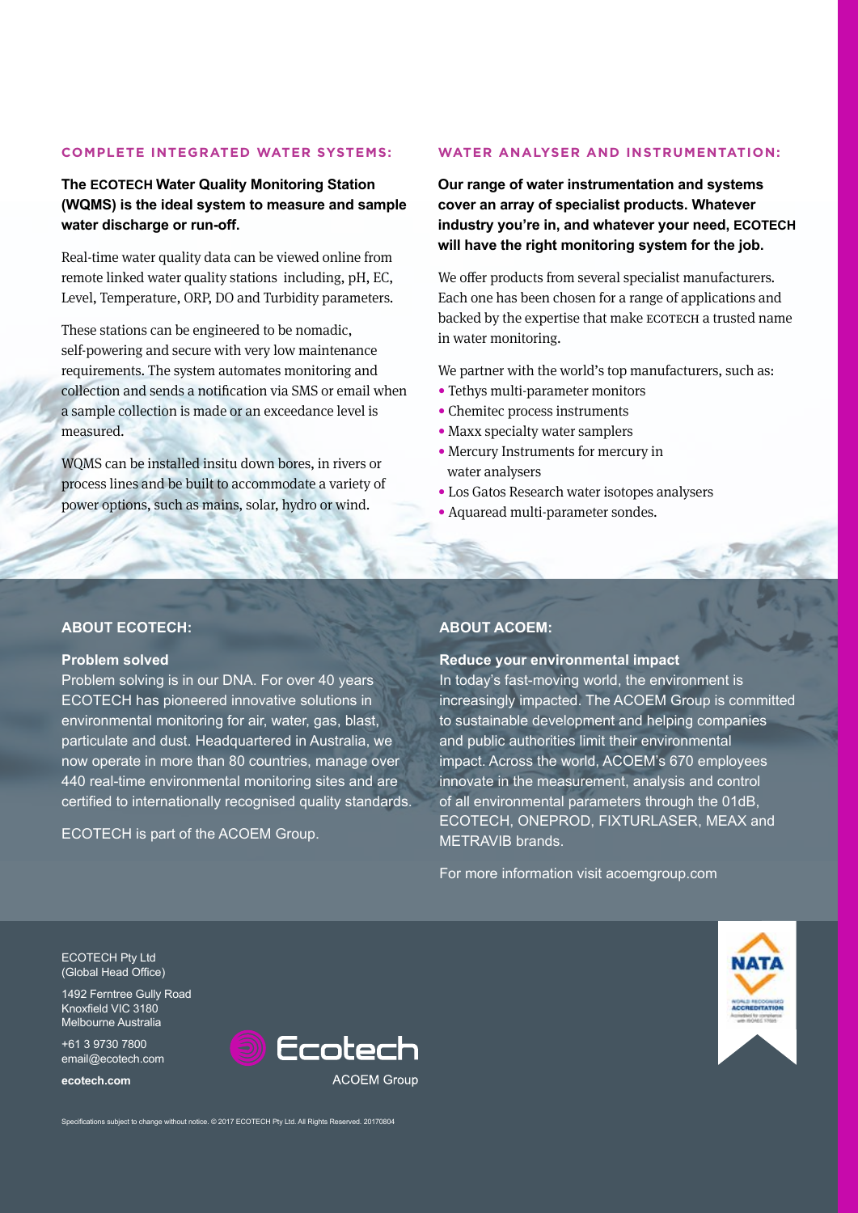## COMPLETE INTEGRATED WATER SYSTEMS:

**The ECOTECH Water Quality Monitoring Station (WQMS) is the ideal system to measure and sample water discharge or run-off.**

Real-time water quality data can be viewed online from remote linked water quality stations including, pH, EC, Level, Temperature, ORP, DO and Turbidity parameters.

These stations can be engineered to be nomadic, self-powering and secure with very low maintenance requirements. The system automates monitoring and collection and sends a notification via SMS or email when a sample collection is made or an exceedance level is measured.

WQMS can be installed insitu down bores, in rivers or process lines and be built to accommodate a variety of power options, such as mains, solar, hydro or wind.

## WATER ANALYSER AND INSTRUMENTATION:

**Our range of water instrumentation and systems cover an array of specialist products. Whatever industry you're in, and whatever your need, ECOTECH will have the right monitoring system for the job.**

We offer products from several specialist manufacturers. Each one has been chosen for a range of applications and backed by the expertise that make ECOTECH a trusted name in water monitoring.

We partner with the world's top manufacturers, such as:

- Tethys multi-parameter monitors
- Chemitec process instruments
- Maxx specialty water samplers
- Mercury Instruments for mercury in water analysers
- Los Gatos Research water isotopes analysers
- Aquaread multi-parameter sondes.

## ABOUT ECOTECH:

**Problem solved**

Problem solving is in our DNA. For over 40 years ECOTECH has pioneered innovative solutions in environmental monitoring for air, water, gas, blast, particulate and dust. Headquartered in Australia, we now operate in more than 80 countries, manage over 440 real-time environmental monitoring sites and are certified to internationally recognised quality standards.

ECOTECH is part of the ACOEM Group.

## ABOUT ACOEM:

**Reduce your environmental impact**

In today's fast-moving world, the environment is increasingly impacted. The ACOEM Group is committed to sustainable development and helping companies and public authorities limit their environmental impact. Across the world, ACOEM's 670 employees innovate in the measurement, analysis and control of all environmental parameters through the 01dB, ECOTECH, ONEPROD, FIXTURLASER, MEAX and METRAVIB brands.

For more information visit acoemgroup.com

ECOTECH Pty Ltd
(Global Head Office)

1492 Ferntree Gully Road
Knoxfield VIC 3180
Melbourne Australia

+61 3 9730 7800
email@ecotech.com

**ecotech.com**

Ecotech
ACOEM Group

NATA
WORLD RECOGNISED ACCREDITATION

Specifications subject to change without notice. © 2017 ECOTECH Pty Ltd. All Rights Reserved. 20170804